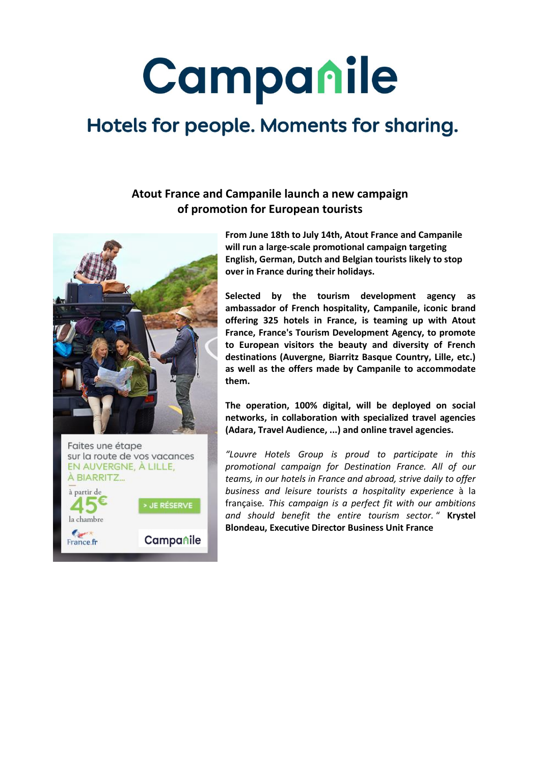# Campanile

## Hotels for people. Moments for sharing.

### Atout France and Campanile launch a new campaign of promotion for European tourists

Faites une étape sur la route de vos vacances EN AUVERGNE, À LILLE, À BIARRITZ...

à partir de 45€ la chambre

> JE RÉSERVE

France.fr

Campanile

**From June 18th to July 14th, Atout France and Campanile will run a large-scale promotional campaign targeting English, German, Dutch and Belgian tourists likely to stop over in France during their holidays.**

**Selected by the tourism development agency as ambassador of French hospitality, Campanile, iconic brand offering 325 hotels in France, is teaming up with Atout France, France's Tourism Development Agency, to promote to European visitors the beauty and diversity of French destinations (Auvergne, Biarritz Basque Country, Lille, etc.) as well as the offers made by Campanile to accommodate them.**

**The operation, 100% digital, will be deployed on social networks, in collaboration with specialized travel agencies (Adara, Travel Audience, ...) and online travel agencies.**

*"Louvre Hotels Group is proud to participate in this promotional campaign for Destination France. All of our teams, in our hotels in France and abroad, strive daily to offer business and leisure tourists a hospitality experience* à la française*. This campaign is a perfect fit with our ambitions and should benefit the entire tourism sector.*" **Krystel Blondeau, Executive Director Business Unit France**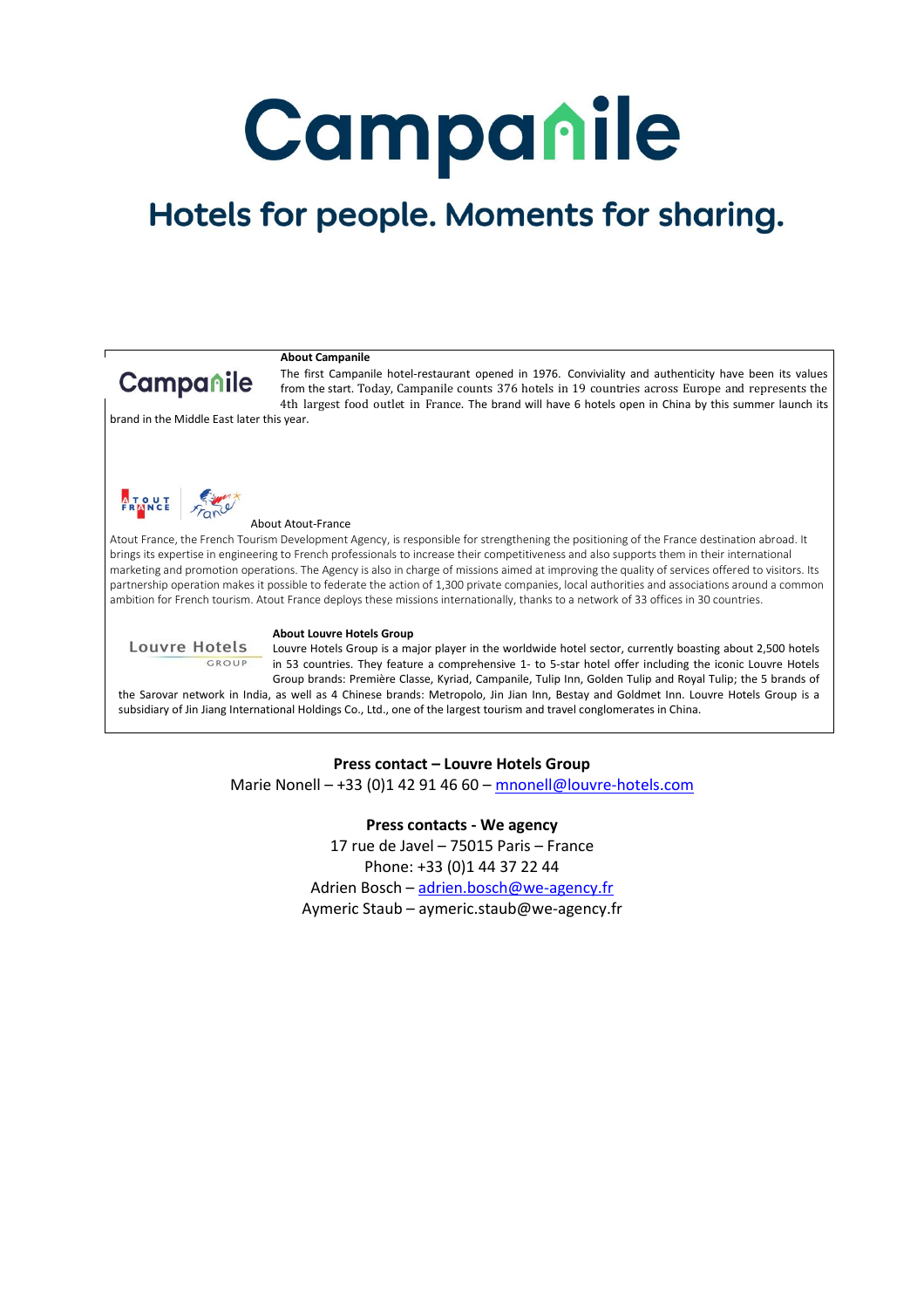# Campanile

## Hotels for people. Moments for sharing.

**About Campanile**

The first Campanile hotel-restaurant opened in 1976. Conviviality and authenticity have been its values from the start. Today, Campanile counts 376 hotels in 19 countries across Europe and represents the 4th largest food outlet in France. The brand will have 6 hotels open in China by this summer launch its brand in the Middle East later this year.

About Atout-France

Atout France, the French Tourism Development Agency, is responsible for strengthening the positioning of the France destination abroad. It brings its expertise in engineering to French professionals to increase their competitiveness and also supports them in their international marketing and promotion operations. The Agency is also in charge of missions aimed at improving the quality of services offered to visitors. Its partnership operation makes it possible to federate the action of 1,300 private companies, local authorities and associations around a common ambition for French tourism. Atout France deploys these missions internationally, thanks to a network of 33 offices in 30 countries.

**About Louvre Hotels Group**

Louvre Hotels Group is a major player in the worldwide hotel sector, currently boasting about 2,500 hotels in 53 countries. They feature a comprehensive 1- to 5-star hotel offer including the iconic Louvre Hotels Group brands: Première Classe, Kyriad, Campanile, Tulip Inn, Golden Tulip and Royal Tulip; the 5 brands of the Sarovar network in India, as well as 4 Chinese brands: Metropolo, Jin Jian Inn, Bestay and Goldmet Inn. Louvre Hotels Group is a subsidiary of Jin Jiang International Holdings Co., Ltd., one of the largest tourism and travel conglomerates in China.

**Press contact – Louvre Hotels Group**

Marie Nonell – +33 (0)1 42 91 46 60 – mnonell@louvre-hotels.com

**Press contacts - We agency**

17 rue de Javel – 75015 Paris – France

Phone: +33 (0)1 44 37 22 44

Adrien Bosch – adrien.bosch@we-agency.fr

Aymeric Staub – aymeric.staub@we-agency.fr